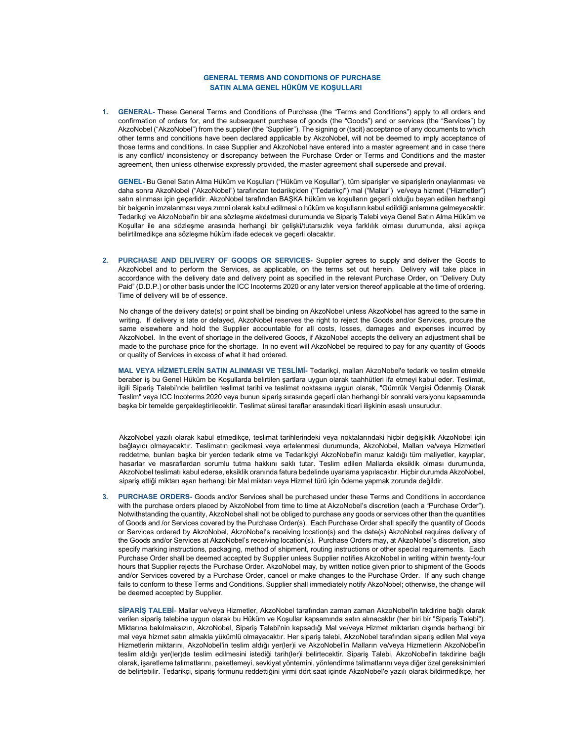# GENERAL TERMS AND CONDITIONS OF PURCHASE
# SATIN ALMA GENEL HÜKÜM VE KOŞULLARI

1. **GENERAL-** These General Terms and Conditions of Purchase (the "Terms and Conditions") apply to all orders and confirmation of orders for, and the subsequent purchase of goods (the "Goods") and or services (the "Services") by AkzoNobel ("AkzoNobel") from the supplier (the "Supplier"). The signing or (tacit) acceptance of any documents to which other terms and conditions have been declared applicable by AkzoNobel, will not be deemed to imply acceptance of those terms and conditions. In case Supplier and AkzoNobel have entered into a master agreement and in case there is any conflict/ inconsistency or discrepancy between the Purchase Order or Terms and Conditions and the master agreement, then unless otherwise expressly provided, the master agreement shall supersede and prevail.

   **GENEL-** Bu Genel Satın Alma Hüküm ve Koşulları ("Hüküm ve Koşullar"), tüm siparişler ve siparişlerin onaylanması ve daha sonra AkzoNobel ("AkzoNobel") tarafından tedarikçiden ("Tedarikçi") mal ("Mallar") ve/veya hizmet ("Hizmetler") satın alınması için geçerlidir. AkzoNobel tarafından BAŞKA hüküm ve koşulların geçerli olduğu beyan edilen herhangi bir belgenin imzalanması veya zımni olarak kabul edilmesi o hüküm ve koşulların kabul edildiği anlamına gelmeyecektir. Tedarikçi ve AkzoNobel'in bir ana sözleşme akdetmesi durumunda ve Sipariş Talebi veya Genel Satın Alma Hüküm ve Koşullar ile ana sözleşme arasında herhangi bir çelişki/tutarsızlık veya farklılık olması durumunda, aksi açıkça belirtilmedikçe ana sözleşme hüküm ifade edecek ve geçerli olacaktır.

2. **PURCHASE AND DELIVERY OF GOODS OR SERVICES-** Supplier agrees to supply and deliver the Goods to AkzoNobel and to perform the Services, as applicable, on the terms set out herein. Delivery will take place in accordance with the delivery date and delivery point as specified in the relevant Purchase Order, on "Delivery Duty Paid" (D.D.P.) or other basis under the ICC Incoterms 2020 or any later version thereof applicable at the time of ordering. Time of delivery will be of essence.

   No change of the delivery date(s) or point shall be binding on AkzoNobel unless AkzoNobel has agreed to the same in writing. If delivery is late or delayed, AkzoNobel reserves the right to reject the Goods and/or Services, procure the same elsewhere and hold the Supplier accountable for all costs, losses, damages and expenses incurred by AkzoNobel. In the event of shortage in the delivered Goods, if AkzoNobel accepts the delivery an adjustment shall be made to the purchase price for the shortage. In no event will AkzoNobel be required to pay for any quantity of Goods or quality of Services in excess of what it had ordered.

   **MAL VEYA HİZMETLERİN SATIN ALINMASI VE TESLİMİ-** Tedarikçi, malları AkzoNobel'e tedarik ve teslim etmekle beraber iş bu Genel Hüküm be Koşullarda belirtilen şartlara uygun olarak taahhütleri ifa etmeyi kabul eder. Teslimat, ilgili Sipariş Talebi'nde belirtilen teslimat tarihi ve teslimat noktasına uygun olarak, "Gümrük Vergisi Ödenmiş Olarak Teslim" veya ICC Incoterms 2020 veya bunun sipariş sırasında geçerli olan herhangi bir sonraki versiyonu kapsamında başka bir temelde gerçekleştirilecektir. Teslimat süresi taraflar arasındaki ticari ilişkinin esaslı unsurudur.

   AkzoNobel yazılı olarak kabul etmedikçe, teslimat tarihlerindeki veya noktalarındaki hiçbir değişiklik AkzoNobel için bağlayıcı olmayacaktır. Teslimatın gecikmesi veya ertelenmesi durumunda, AkzoNobel, Malları ve/veya Hizmetleri reddetme, bunları başka bir yerden tedarik etme ve Tedarikçiyi AkzoNobel'in maruz kaldığı tüm maliyetler, kayıplar, hasarlar ve masraflardan sorumlu tutma hakkını saklı tutar. Teslim edilen Mallarda eksiklik olması durumunda, AkzoNobel teslimatı kabul ederse, eksiklik oranında fatura bedelinde uyarlama yapılacaktır. Hiçbir durumda AkzoNobel, sipariş ettiği miktarı aşan herhangi bir Mal miktarı veya Hizmet türü için ödeme yapmak zorunda değildir.

3. **PURCHASE ORDERS-** Goods and/or Services shall be purchased under these Terms and Conditions in accordance with the purchase orders placed by AkzoNobel from time to time at AkzoNobel's discretion (each a "Purchase Order"). Notwithstanding the quantity, AkzoNobel shall not be obliged to purchase any goods or services other than the quantities of Goods and /or Services covered by the Purchase Order(s). Each Purchase Order shall specify the quantity of Goods or Services ordered by AkzoNobel, AkzoNobel's receiving location(s) and the date(s) AkzoNobel requires delivery of the Goods and/or Services at AkzoNobel's receiving location(s). Purchase Orders may, at AkzoNobel's discretion, also specify marking instructions, packaging, method of shipment, routing instructions or other special requirements. Each Purchase Order shall be deemed accepted by Supplier unless Supplier notifies AkzoNobel in writing within twenty-four hours that Supplier rejects the Purchase Order. AkzoNobel may, by written notice given prior to shipment of the Goods and/or Services covered by a Purchase Order, cancel or make changes to the Purchase Order. If any such change fails to conform to these Terms and Conditions, Supplier shall immediately notify AkzoNobel; otherwise, the change will be deemed accepted by Supplier.

   **SİPARİŞ TALEBİ**- Mallar ve/veya Hizmetler, AkzoNobel tarafından zaman zaman AkzoNobel'in takdirine bağlı olarak verilen sipariş talebine uygun olarak bu Hüküm ve Koşullar kapsamında satın alınacaktır (her biri bir "Sipariş Talebi"). Miktarına bakılmaksızın, AkzoNobel, Sipariş Talebi'nin kapsadığı Mal ve/veya Hizmet miktarları dışında herhangi bir mal veya hizmet satın almakla yükümlü olmayacaktır. Her sipariş talebi, AkzoNobel tarafından sipariş edilen Mal veya Hizmetlerin miktarını, AkzoNobel'in teslim aldığı yer(ler)i ve AkzoNobel'in Malların ve/veya Hizmetlerin AkzoNobel'in teslim aldığı yer(ler)de teslim edilmesini istediği tarih(ler)i belirtecektir. Sipariş Talebi, AkzoNobel'in takdirine bağlı olarak, işaretleme talimatlarını, paketlemeyi, sevkiyat yöntemini, yönlendirme talimatlarını veya diğer özel gereksinimleri de belirtebilir. Tedarikçi, sipariş formunu reddettiğini yirmi dört saat içinde AkzoNobel'e yazılı olarak bildirmedikçe, her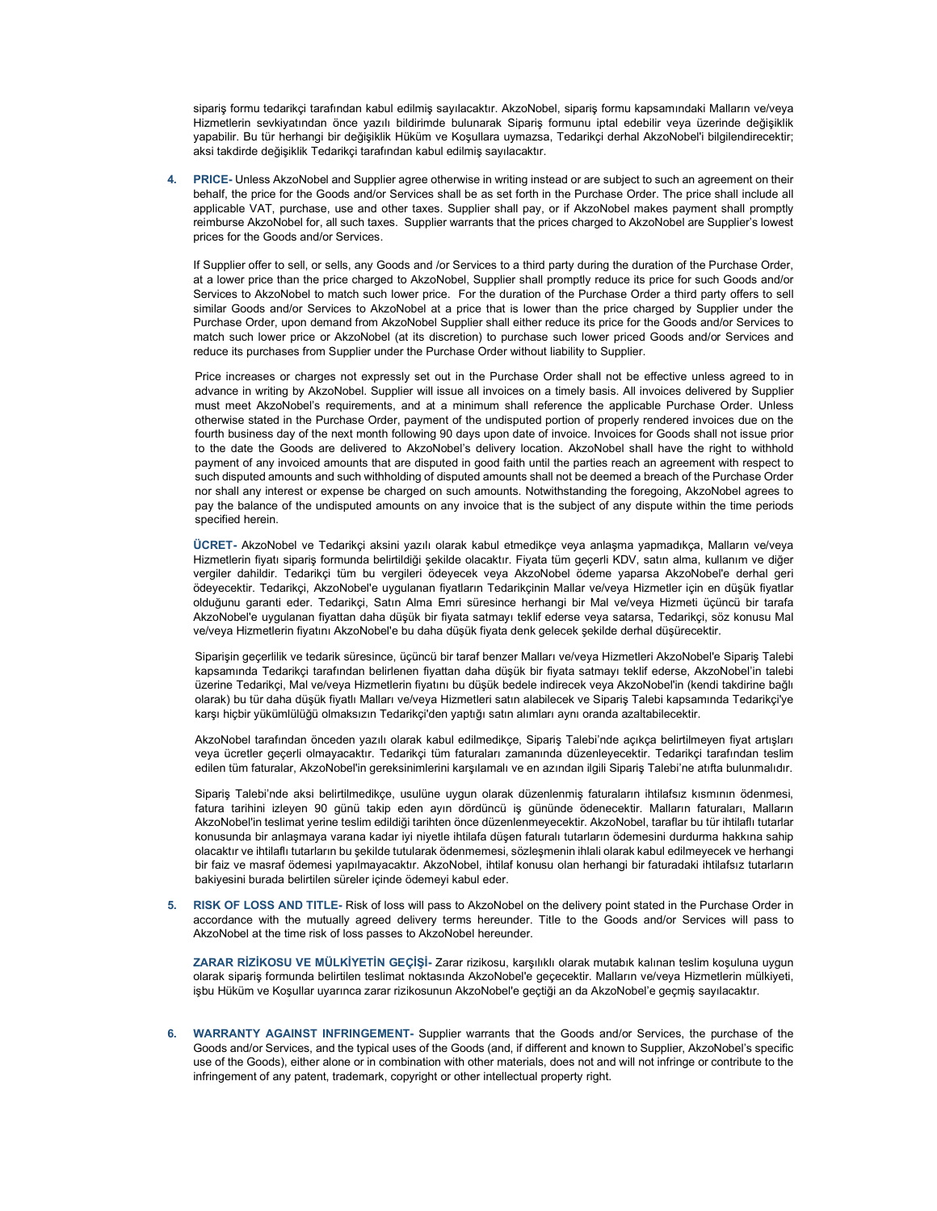sipariş formu tedarikçi tarafından kabul edilmiş sayılacaktır. AkzoNobel, sipariş formu kapsamındaki Malların ve/veya Hizmetlerin sevkiyatından önce yazılı bildirimde bulunarak Sipariş formunu iptal edebilir veya üzerinde değişiklik yapabilir. Bu tür herhangi bir değişiklik Hüküm ve Koşullara uymazsa, Tedarikçi derhal AkzoNobel'i bilgilendirecektir; aksi takdirde değişiklik Tedarikçi tarafından kabul edilmiş sayılacaktır.

4. **PRICE-** Unless AkzoNobel and Supplier agree otherwise in writing instead or are subject to such an agreement on their behalf, the price for the Goods and/or Services shall be as set forth in the Purchase Order. The price shall include all applicable VAT, purchase, use and other taxes. Supplier shall pay, or if AkzoNobel makes payment shall promptly reimburse AkzoNobel for, all such taxes. Supplier warrants that the prices charged to AkzoNobel are Supplier's lowest prices for the Goods and/or Services.

   If Supplier offer to sell, or sells, any Goods and /or Services to a third party during the duration of the Purchase Order, at a lower price than the price charged to AkzoNobel, Supplier shall promptly reduce its price for such Goods and/or Services to AkzoNobel to match such lower price. For the duration of the Purchase Order a third party offers to sell similar Goods and/or Services to AkzoNobel at a price that is lower than the price charged by Supplier under the Purchase Order, upon demand from AkzoNobel Supplier shall either reduce its price for the Goods and/or Services to match such lower price or AkzoNobel (at its discretion) to purchase such lower priced Goods and/or Services and reduce its purchases from Supplier under the Purchase Order without liability to Supplier.

   Price increases or charges not expressly set out in the Purchase Order shall not be effective unless agreed to in advance in writing by AkzoNobel. Supplier will issue all invoices on a timely basis. All invoices delivered by Supplier must meet AkzoNobel's requirements, and at a minimum shall reference the applicable Purchase Order. Unless otherwise stated in the Purchase Order, payment of the undisputed portion of properly rendered invoices due on the fourth business day of the next month following 90 days upon date of invoice. Invoices for Goods shall not issue prior to the date the Goods are delivered to AkzoNobel's delivery location. AkzoNobel shall have the right to withhold payment of any invoiced amounts that are disputed in good faith until the parties reach an agreement with respect to such disputed amounts and such withholding of disputed amounts shall not be deemed a breach of the Purchase Order nor shall any interest or expense be charged on such amounts. Notwithstanding the foregoing, AkzoNobel agrees to pay the balance of the undisputed amounts on any invoice that is the subject of any dispute within the time periods specified herein.

   **ÜCRET-** AkzoNobel ve Tedarikçi aksini yazılı olarak kabul etmedikçe veya anlaşma yapmadıkça, Malların ve/veya Hizmetlerin fiyatı sipariş formunda belirtildiği şekilde olacaktır. Fiyata tüm geçerli KDV, satın alma, kullanım ve diğer vergiler dahildir. Tedarikçi tüm bu vergileri ödeyecek veya AkzoNobel ödeme yaparsa AkzoNobel'e derhal geri ödeyecektir. Tedarikçi, AkzoNobel'e uygulanan fiyatların Tedarikçinin Mallar ve/veya Hizmetler için en düşük fiyatlar olduğunu garanti eder. Tedarikçi, Satın Alma Emri süresince herhangi bir Mal ve/veya Hizmeti üçüncü bir tarafa AkzoNobel'e uygulanan fiyattan daha düşük bir fiyata satmayı teklif ederse veya satarsa, Tedarikçi, söz konusu Mal ve/veya Hizmetlerin fiyatını AkzoNobel'e bu daha düşük fiyata denk gelecek şekilde derhal düşürecektir.

   Siparişin geçerlilik ve tedarik süresince, üçüncü bir taraf benzer Malları ve/veya Hizmetleri AkzoNobel'e Sipariş Talebi kapsamında Tedarikçi tarafından belirlenen fiyattan daha düşük bir fiyata satmayı teklif ederse, AkzoNobel'in talebi üzerine Tedarikçi, Mal ve/veya Hizmetlerin fiyatını bu düşük bedele indirecek veya AkzoNobel'in (kendi takdirine bağlı olarak) bu tür daha düşük fiyatlı Malları ve/veya Hizmetleri satın alabilecek ve Sipariş Talebi kapsamında Tedarikçi'ye karşı hiçbir yükümlülüğü olmaksızın Tedarikçi'den yaptığı satın alımları aynı oranda azaltabilecektir.

   AkzoNobel tarafından önceden yazılı olarak kabul edilmedikçe, Sipariş Talebi'nde açıkça belirtilmeyen fiyat artışları veya ücretler geçerli olmayacaktır. Tedarikçi tüm faturaları zamanında düzenleyecektir. Tedarikçi tarafından teslim edilen tüm faturalar, AkzoNobel'in gereksinimlerini karşılamalı ve en azından ilgili Sipariş Talebi'ne atıfta bulunmalıdır.

   Sipariş Talebi'nde aksi belirtilmedikçe, usulüne uygun olarak düzenlenmiş faturaların ihtilafsız kısmının ödenmesi, fatura tarihini izleyen 90 günü takip eden ayın dördüncü iş gününde ödenecektir. Malların faturaları, Malların AkzoNobel'in teslimat yerine teslim edildiği tarihten önce düzenlenmeyecektir. AkzoNobel, taraflar bu tür ihtilaflı tutarlar konusunda bir anlaşmaya varana kadar iyi niyetle ihtilafa düşen faturalı tutarların ödemesini durdurma hakkına sahip olacaktır ve ihtilaflı tutarların bu şekilde tutularak ödenmemesi, sözleşmenin ihlali olarak kabul edilmeyecek ve herhangi bir faiz ve masraf ödemesi yapılmayacaktır. AkzoNobel, ihtilaf konusu olan herhangi bir faturadaki ihtilafsız tutarların bakiyesini burada belirtilen süreler içinde ödemeyi kabul eder.

5. **RISK OF LOSS AND TITLE-** Risk of loss will pass to AkzoNobel on the delivery point stated in the Purchase Order in accordance with the mutually agreed delivery terms hereunder. Title to the Goods and/or Services will pass to AkzoNobel at the time risk of loss passes to AkzoNobel hereunder.

   **ZARAR RİZİKOSU VE MÜLKİYETİN GEÇİŞİ-** Zarar rizikosu, karşılıklı olarak mutabık kalınan teslim koşuluna uygun olarak sipariş formunda belirtilen teslimat noktasında AkzoNobel'e geçecektir. Malların ve/veya Hizmetlerin mülkiyeti, işbu Hüküm ve Koşullar uyarınca zarar rizikosunun AkzoNobel'e geçtiği an da AkzoNobel'e geçmiş sayılacaktır.

6. **WARRANTY AGAINST INFRINGEMENT-** Supplier warrants that the Goods and/or Services, the purchase of the Goods and/or Services, and the typical uses of the Goods (and, if different and known to Supplier, AkzoNobel's specific use of the Goods), either alone or in combination with other materials, does not and will not infringe or contribute to the infringement of any patent, trademark, copyright or other intellectual property right.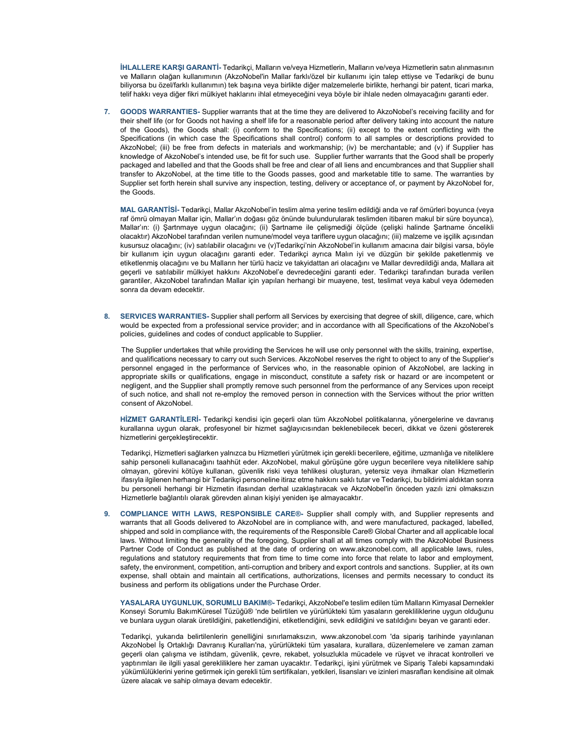**İHLALLERE KARŞI GARANTİ-** Tedarikçi, Malların ve/veya Hizmetlerin, Malların ve/veya Hizmetlerin satın alınmasının ve Malların olağan kullanımının (AkzoNobel'in Mallar farklı/özel bir kullanımı için talep ettiyse ve Tedarikçi de bunu biliyorsa bu özel/farklı kullanımın) tek başına veya birlikte diğer malzemelerle birlikte, herhangi bir patent, ticari marka, telif hakkı veya diğer fikri mülkiyet haklarını ihlal etmeyeceğini veya böyle bir ihlale neden olmayacağını garanti eder.

7. **GOODS WARRANTIES-** Supplier warrants that at the time they are delivered to AkzoNobel's receiving facility and for their shelf life (or for Goods not having a shelf life for a reasonable period after delivery taking into account the nature of the Goods), the Goods shall: (i) conform to the Specifications; (ii) except to the extent conflicting with the Specifications (in which case the Specifications shall control) conform to all samples or descriptions provided to AkzoNobel; (iii) be free from defects in materials and workmanship; (iv) be merchantable; and (v) if Supplier has knowledge of AkzoNobel's intended use, be fit for such use. Supplier further warrants that the Good shall be properly packaged and labelled and that the Goods shall be free and clear of all liens and encumbrances and that Supplier shall transfer to AkzoNobel, at the time title to the Goods passes, good and marketable title to same. The warranties by Supplier set forth herein shall survive any inspection, testing, delivery or acceptance of, or payment by AkzoNobel for, the Goods.

   **MAL GARANTİSİ-** Tedarikçi, Mallar AkzoNobel'in teslim alma yerine teslim edildiği anda ve raf ömürleri boyunca (veya raf ömrü olmayan Mallar için, Mallar'ın doğası göz önünde bulundurularak teslimden itibaren makul bir süre boyunca), Mallar'ın: (i) Şartnmaye uygun olacağını; (ii) Şartname ile çelişmediği ölçüde (çelişki halinde Şartname öncelikli olacaktır) AkzoNobel tarafından verilen numune/model veya tariflere uygun olacağını; (iii) malzeme ve işçilik açısından kusursuz olacağını; (iv) satılabilir olacağını ve (v)Tedarikçi'nin AkzoNobel'in kullanım amacına dair bilgisi varsa, böyle bir kullanım için uygun olacağını garanti eder. Tedarikçi ayrıca Malın iyi ve düzgün bir şekilde paketlenmiş ve etiketlenmiş olacağını ve bu Malların her türlü haciz ve takyidattan ari olacağını ve Mallar devredildiği anda, Mallara ait geçerli ve satılabilir mülkiyet hakkını AkzoNobel'e devredeceğini garanti eder. Tedarikçi tarafından burada verilen garantiler, AkzoNobel tarafından Mallar için yapılan herhangi bir muayene, test, teslimat veya kabul veya ödemeden sonra da devam edecektir.

8. **SERVICES WARRANTIES-** Supplier shall perform all Services by exercising that degree of skill, diligence, care, which would be expected from a professional service provider; and in accordance with all Specifications of the AkzoNobel's policies, guidelines and codes of conduct applicable to Supplier.

   The Supplier undertakes that while providing the Services he will use only personnel with the skills, training, expertise, and qualifications necessary to carry out such Services. AkzoNobel reserves the right to object to any of the Supplier's personnel engaged in the performance of Services who, in the reasonable opinion of AkzoNobel, are lacking in appropriate skills or qualifications, engage in misconduct, constitute a safety risk or hazard or are incompetent or negligent, and the Supplier shall promptly remove such personnel from the performance of any Services upon receipt of such notice, and shall not re-employ the removed person in connection with the Services without the prior written consent of AkzoNobel.

   **HİZMET GARANTİLERİ-** Tedarikçi kendisi için geçerli olan tüm AkzoNobel politikalarına, yönergelerine ve davranış kurallarına uygun olarak, profesyonel bir hizmet sağlayıcısından beklenebilecek beceri, dikkat ve özeni göstererek hizmetlerini gerçekleştirecektir.

   Tedarikçi, Hizmetleri sağlarken yalnızca bu Hizmetleri yürütmek için gerekli becerilere, eğitime, uzmanlığa ve niteliklere sahip personeli kullanacağını taahhüt eder. AkzoNobel, makul görüşüne göre uygun becerilere veya niteliklere sahip olmayan, görevini kötüye kullanan, güvenlik riski veya tehlikesi oluşturan, yetersiz veya ihmalkar olan Hizmetlerin ifasıyla ilgilenen herhangi bir Tedarikçi personeline itiraz etme hakkını saklı tutar ve Tedarikçi, bu bildirimi aldıktan sonra bu personeli herhangi bir Hizmetin ifasından derhal uzaklaştıracak ve AkzoNobel'in önceden yazılı izni olmaksızın Hizmetlerle bağlantılı olarak görevden alınan kişiyi yeniden işe almayacaktır.

9. **COMPLIANCE WITH LAWS, RESPONSIBLE CARE®-** Supplier shall comply with, and Supplier represents and warrants that all Goods delivered to AkzoNobel are in compliance with, and were manufactured, packaged, labelled, shipped and sold in compliance with, the requirements of the Responsible Care® Global Charter and all applicable local laws. Without limiting the generality of the foregoing, Supplier shall at all times comply with the AkzoNobel Business Partner Code of Conduct as published at the date of ordering on www.akzonobel.com, all applicable laws, rules, regulations and statutory requirements that from time to time come into force that relate to labor and employment, safety, the environment, competition, anti-corruption and bribery and export controls and sanctions. Supplier, at its own expense, shall obtain and maintain all certifications, authorizations, licenses and permits necessary to conduct its business and perform its obligations under the Purchase Order.

   **YASALARA UYGUNLUK, SORUMLU BAKIM®-** Tedarikçi, AkzoNobel'e teslim edilen tüm Malların Kimyasal Dernekler Konseyi Sorumlu BakımKüresel Tüzüğü® 'nde belirtilen ve yürürlükteki tüm yasaların gerekliliklerine uygun olduğunu ve bunlara uygun olarak üretildiğini, paketlendiğini, etiketlendiğini, sevk edildiğini ve satıldığını beyan ve garanti eder.

   Tedarikçi, yukarıda belirtilenlerin genelliğini sınırlamaksızın, www.akzonobel.com 'da sipariş tarihinde yayınlanan AkzoNobel İş Ortaklığı Davranış Kuralları'na, yürürlükteki tüm yasalara, kurallara, düzenlemelere ve zaman zaman geçerli olan çalışma ve istihdam, güvenlik, çevre, rekabet, yolsuzlukla mücadele ve rüşvet ve ihracat kontrolleri ve yaptırımları ile ilgili yasal gerekliliklere her zaman uyacaktır. Tedarikçi, işini yürütmek ve Sipariş Talebi kapsamındaki yükümlülüklerini yerine getirmek için gerekli tüm sertifikaları, yetkileri, lisansları ve izinleri masrafları kendisine ait olmak üzere alacak ve sahip olmaya devam edecektir.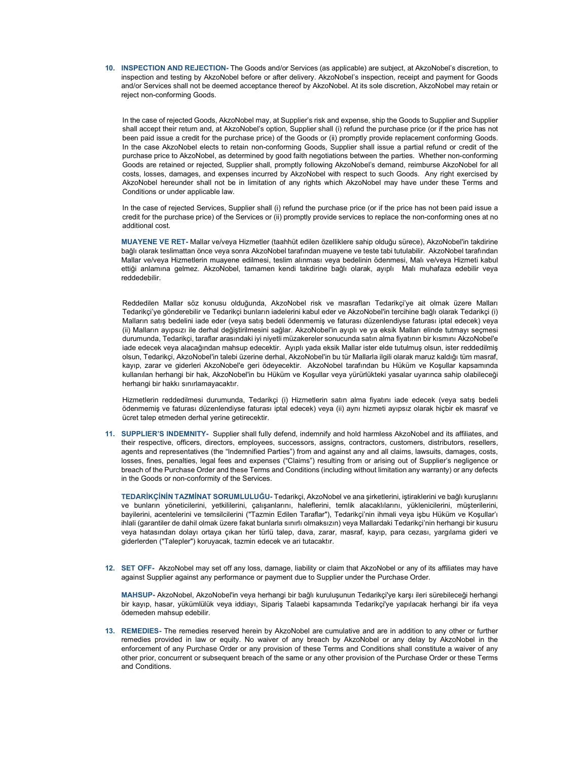10. **INSPECTION AND REJECTION-** The Goods and/or Services (as applicable) are subject, at AkzoNobel's discretion, to inspection and testing by AkzoNobel before or after delivery. AkzoNobel's inspection, receipt and payment for Goods and/or Services shall not be deemed acceptance thereof by AkzoNobel. At its sole discretion, AkzoNobel may retain or reject non-conforming Goods.

    In the case of rejected Goods, AkzoNobel may, at Supplier's risk and expense, ship the Goods to Supplier and Supplier shall accept their return and, at AkzoNobel's option, Supplier shall (i) refund the purchase price (or if the price has not been paid issue a credit for the purchase price) of the Goods or (ii) promptly provide replacement conforming Goods. In the case AkzoNobel elects to retain non-conforming Goods, Supplier shall issue a partial refund or credit of the purchase price to AkzoNobel, as determined by good faith negotiations between the parties. Whether non-conforming Goods are retained or rejected, Supplier shall, promptly following AkzoNobel's demand, reimburse AkzoNobel for all costs, losses, damages, and expenses incurred by AkzoNobel with respect to such Goods. Any right exercised by AkzoNobel hereunder shall not be in limitation of any rights which AkzoNobel may have under these Terms and Conditions or under applicable law.

    In the case of rejected Services, Supplier shall (i) refund the purchase price (or if the price has not been paid issue a credit for the purchase price) of the Services or (ii) promptly provide services to replace the non-conforming ones at no additional cost.

    **MUAYENE VE RET-** Mallar ve/veya Hizmetler (taahhüt edilen özelliklere sahip olduğu sürece), AkzoNobel'in takdirine bağlı olarak teslimattan önce veya sonra AkzoNobel tarafından muayene ve teste tabi tutulabilir. AkzoNobel tarafından Mallar ve/veya Hizmetlerin muayene edilmesi, teslim alınması veya bedelinin ödenmesi, Malı ve/veya Hizmeti kabul ettiği anlamına gelmez. AkzoNobel, tamamen kendi takdirine bağlı olarak, ayıplı Malı muhafaza edebilir veya reddedebilir.

    Reddedilen Mallar söz konusu olduğunda, AkzoNobel risk ve masrafları Tedarikçi'ye ait olmak üzere Malları Tedarikçi'ye gönderebilir ve Tedarikçi bunların iadelerini kabul eder ve AkzoNobel'in tercihine bağlı olarak Tedarikçi (i) Malların satış bedelini iade eder (veya satış bedeli ödenmemiş ve faturası düzenlendiyse faturası iptal edecek) veya (ii) Malların ayıpsızı ile derhal değiştirilmesini sağlar. AkzoNobel'in ayıplı ve ya eksik Malları elinde tutmayı seçmesi durumunda, Tedarikçi, taraflar arasındaki iyi niyetli müzakereler sonucunda satın alma fiyatının bir kısmını AkzoNobel'e iade edecek veya alacağından mahsup edecektir. Ayıplı yada eksik Mallar ister elde tutulmuş olsun, ister reddedilmiş olsun, Tedarikçi, AkzoNobel'in talebi üzerine derhal, AkzoNobel'in bu tür Mallarla ilgili olarak maruz kaldığı tüm masraf, kayıp, zarar ve giderleri AkzoNobel'e geri ödeyecektir. AkzoNobel tarafından bu Hüküm ve Koşullar kapsamında kullanılan herhangi bir hak, AkzoNobel'in bu Hüküm ve Koşullar veya yürürlükteki yasalar uyarınca sahip olabileceği herhangi bir hakkı sınırlamayacaktır.

    Hizmetlerin reddedilmesi durumunda, Tedarikçi (i) Hizmetlerin satın alma fiyatını iade edecek (veya satış bedeli ödenmemiş ve faturası düzenlendiyse faturası iptal edecek) veya (ii) aynı hizmeti ayıpsız olarak hiçbir ek masraf ve ücret talep etmeden derhal yerine getirecektir.

11. **SUPPLIER'S INDEMNITY-** Supplier shall fully defend, indemnify and hold harmless AkzoNobel and its affiliates, and their respective, officers, directors, employees, successors, assigns, contractors, customers, distributors, resellers, agents and representatives (the "Indemnified Parties") from and against any and all claims, lawsuits, damages, costs, losses, fines, penalties, legal fees and expenses ("Claims") resulting from or arising out of Supplier's negligence or breach of the Purchase Order and these Terms and Conditions (including without limitation any warranty) or any defects in the Goods or non-conformity of the Services.

    **TEDARİKÇİNİN TAZMİNAT SORUMLULUĞU-** Tedarikçi, AkzoNobel ve ana şirketlerini, iştiraklerini ve bağlı kuruşlarını ve bunların yöneticilerini, yetkililerini, çalışanlarını, haleflerini, temlik alacaklılarını, yüklenicilerini, müşterilerini, bayilerini, acentelerini ve temsilcilerini ("Tazmin Edilen Taraflar"), Tedarikçi'nin ihmali veya işbu Hüküm ve Koşullar'ı ihlali (garantiler de dahil olmak üzere fakat bunlarla sınırlı olmaksızın) veya Mallardaki Tedarikçi'nin herhangi bir kusuru veya hatasından dolayı ortaya çıkan her türlü talep, dava, zarar, masraf, kayıp, para cezası, yargılama gideri ve giderlerden ("Talepler") koruyacak, tazmin edecek ve ari tutacaktır.

12. **SET OFF-** AkzoNobel may set off any loss, damage, liability or claim that AkzoNobel or any of its affiliates may have against Supplier against any performance or payment due to Supplier under the Purchase Order.

    **MAHSUP-** AkzoNobel, AkzoNobel'in veya herhangi bir bağlı kuruluşunun Tedarikçi'ye karşı ileri sürebileceği herhangi bir kayıp, hasar, yükümlülük veya iddiayı, Sipariş Talaebi kapsamında Tedarikçi'ye yapılacak herhangi bir ifa veya ödemeden mahsup edebilir.

13. **REMEDIES-** The remedies reserved herein by AkzoNobel are cumulative and are in addition to any other or further remedies provided in law or equity. No waiver of any breach by AkzoNobel or any delay by AkzoNobel in the enforcement of any Purchase Order or any provision of these Terms and Conditions shall constitute a waiver of any other prior, concurrent or subsequent breach of the same or any other provision of the Purchase Order or these Terms and Conditions.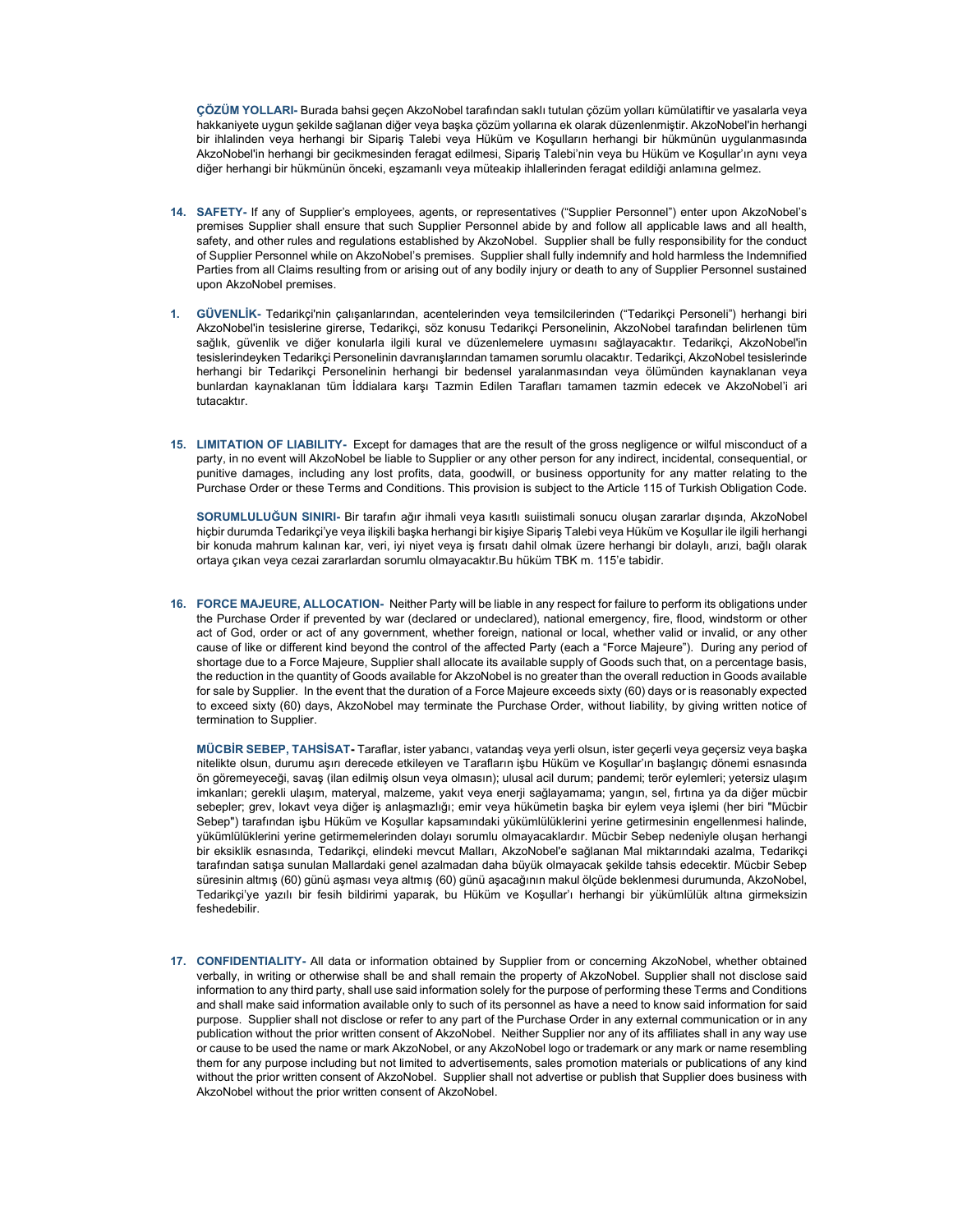**ÇÖZÜM YOLLARI-** Burada bahsi geçen AkzoNobel tarafından saklı tutulan çözüm yolları kümülatiftir ve yasalarla veya hakkaniyete uygun şekilde sağlanan diğer veya başka çözüm yollarına ek olarak düzenlenmiştir. AkzoNobel'in herhangi bir ihlalinden veya herhangi bir Sipariş Talebi veya Hüküm ve Koşulların herhangi bir hükmünün uygulanmasında AkzoNobel'in herhangi bir gecikmesinden feragat edilmesi, Sipariş Talebi'nin veya bu Hüküm ve Koşullar'ın aynı veya diğer herhangi bir hükmünün önceki, eşzamanlı veya müteakip ihlallerinden feragat edildiği anlamına gelmez.

14. **SAFETY-** If any of Supplier's employees, agents, or representatives ("Supplier Personnel") enter upon AkzoNobel's premises Supplier shall ensure that such Supplier Personnel abide by and follow all applicable laws and all health, safety, and other rules and regulations established by AkzoNobel. Supplier shall be fully responsibility for the conduct of Supplier Personnel while on AkzoNobel's premises. Supplier shall fully indemnify and hold harmless the Indemnified Parties from all Claims resulting from or arising out of any bodily injury or death to any of Supplier Personnel sustained upon AkzoNobel premises.

1. **GÜVENLİK-** Tedarikçi'nin çalışanlarından, acentelerinden veya temsilcilerinden ("Tedarikçi Personeli") herhangi biri AkzoNobel'in tesislerine girerse, Tedarikçi, söz konusu Tedarikçi Personelinin, AkzoNobel tarafından belirlenen tüm sağlık, güvenlik ve diğer konularla ilgili kural ve düzenlemelere uymasını sağlayacaktır. Tedarikçi, AkzoNobel'in tesislerindeyken Tedarikçi Personelinin davranışlarından tamamen sorumlu olacaktır. Tedarikçi, AkzoNobel tesislerinde herhangi bir Tedarikçi Personelinin herhangi bir bedensel yaralanmasından veya ölümünden kaynaklanan veya bunlardan kaynaklanan tüm İddialara karşı Tazmin Edilen Tarafları tamamen tazmin edecek ve AkzoNobel'i ari tutacaktır.

15. **LIMITATION OF LIABILITY-** Except for damages that are the result of the gross negligence or wilful misconduct of a party, in no event will AkzoNobel be liable to Supplier or any other person for any indirect, incidental, consequential, or punitive damages, including any lost profits, data, goodwill, or business opportunity for any matter relating to the Purchase Order or these Terms and Conditions. This provision is subject to the Article 115 of Turkish Obligation Code.

**SORUMLULUĞUN SINIRI-** Bir tarafın ağır ihmali veya kasıtlı suiistimali sonucu oluşan zararlar dışında, AkzoNobel hiçbir durumda Tedarikçi'ye veya ilişkili başka herhangi bir kişiye Sipariş Talebi veya Hüküm ve Koşullar ile ilgili herhangi bir konuda mahrum kalınan kar, veri, iyi niyet veya iş fırsatı dahil olmak üzere herhangi bir dolaylı, arızı, bağlı olarak ortaya çıkan veya cezai zararlardan sorumlu olmayacaktır.Bu hüküm TBK m. 115'e tabidir.

16. **FORCE MAJEURE, ALLOCATION-** Neither Party will be liable in any respect for failure to perform its obligations under the Purchase Order if prevented by war (declared or undeclared), national emergency, fire, flood, windstorm or other act of God, order or act of any government, whether foreign, national or local, whether valid or invalid, or any other cause of like or different kind beyond the control of the affected Party (each a "Force Majeure"). During any period of shortage due to a Force Majeure, Supplier shall allocate its available supply of Goods such that, on a percentage basis, the reduction in the quantity of Goods available for AkzoNobel is no greater than the overall reduction in Goods available for sale by Supplier. In the event that the duration of a Force Majeure exceeds sixty (60) days or is reasonably expected to exceed sixty (60) days, AkzoNobel may terminate the Purchase Order, without liability, by giving written notice of termination to Supplier.

**MÜCBİR SEBEP, TAHSİSAT-** Taraflar, ister yabancı, vatandaş veya yerli olsun, ister geçerli veya geçersiz veya başka nitelikte olsun, durumu aşırı derecede etkileyen ve Tarafların işbu Hüküm ve Koşullar'ın başlangıç dönemi esnasında ön göremeyeceği, savaş (ilan edilmiş olsun veya olmasın); ulusal acil durum; pandemi; terör eylemleri; yetersiz ulaşım imkanları; gerekli ulaşım, materyal, malzeme, yakıt veya enerji sağlayamama; yangın, sel, fırtına ya da diğer mücbir sebepler; grev, lokavt veya diğer iş anlaşmazlığı; emir veya hükümetin başka bir eylem veya işlemi (her biri "Mücbir Sebep") tarafından işbu Hüküm ve Koşullar kapsamındaki yükümlülüklerini yerine getirmesinin engellenmesi halinde, yükümlülüklerini yerine getirmemelerinden dolayı sorumlu olmayacaklardır. Mücbir Sebep nedeniyle oluşan herhangi bir eksiklik esnasında, Tedarikçi, elindeki mevcut Malları, AkzoNobel'e sağlanan Mal miktarındaki azalma, Tedarikçi tarafından satışa sunulan Mallardaki genel azalmadan daha büyük olmayacak şekilde tahsis edecektir. Mücbir Sebep süresinin altmış (60) günü aşması veya altmış (60) günü aşacağının makul ölçüde beklenmesi durumunda, AkzoNobel, Tedarikçi'ye yazılı bir fesih bildirimi yaparak, bu Hüküm ve Koşullar'ı herhangi bir yükümlülük altına girmeksizin feshedebilir.

17. **CONFIDENTIALITY-** All data or information obtained by Supplier from or concerning AkzoNobel, whether obtained verbally, in writing or otherwise shall be and shall remain the property of AkzoNobel. Supplier shall not disclose said information to any third party, shall use said information solely for the purpose of performing these Terms and Conditions and shall make said information available only to such of its personnel as have a need to know said information for said purpose. Supplier shall not disclose or refer to any part of the Purchase Order in any external communication or in any publication without the prior written consent of AkzoNobel. Neither Supplier nor any of its affiliates shall in any way use or cause to be used the name or mark AkzoNobel, or any AkzoNobel logo or trademark or any mark or name resembling them for any purpose including but not limited to advertisements, sales promotion materials or publications of any kind without the prior written consent of AkzoNobel. Supplier shall not advertise or publish that Supplier does business with AkzoNobel without the prior written consent of AkzoNobel.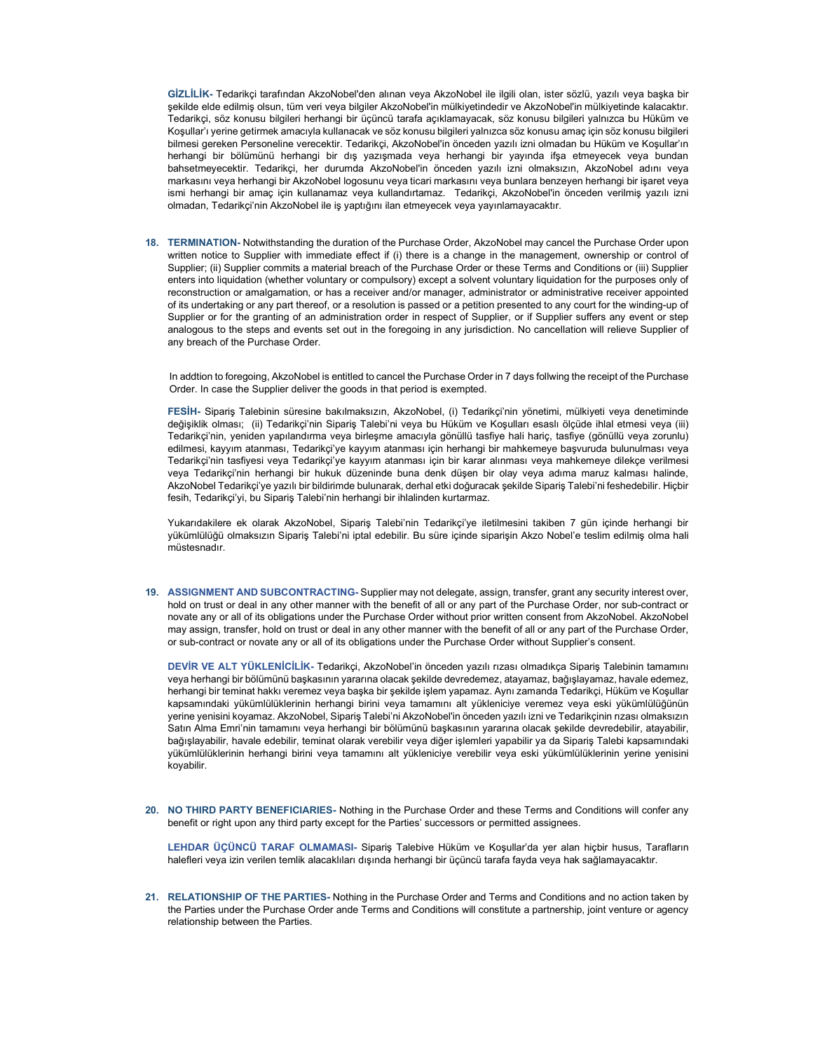**GİZLİLİK-** Tedarikçi tarafından AkzoNobel'den alınan veya AkzoNobel ile ilgili olan, ister sözlü, yazılı veya başka bir şekilde elde edilmiş olsun, tüm veri veya bilgiler AkzoNobel'in mülkiyetindedir ve AkzoNobel'in mülkiyetinde kalacaktır. Tedarikçi, söz konusu bilgileri herhangi bir üçüncü tarafa açıklamayacak, söz konusu bilgileri yalnızca bu Hüküm ve Koşullar'ı yerine getirmek amacıyla kullanacak ve söz konusu bilgileri yalnızca söz konusu amaç için söz konusu bilgileri bilmesi gereken Personeline verecektir. Tedarikçi, AkzoNobel'in önceden yazılı izni olmadan bu Hüküm ve Koşullar'ın herhangi bir bölümünü herhangi bir dış yazışmada veya herhangi bir yayında ifşa etmeyecek veya bundan bahsetmeyecektir. Tedarikçi, her durumda AkzoNobel'in önceden yazılı izni olmaksızın, AkzoNobel adını veya markasını veya herhangi bir AkzoNobel logosunu veya ticari markasını veya bunlara benzeyen herhangi bir işaret veya ismi herhangi bir amaç için kullanamaz veya kullandırtamaz. Tedarikçi, AkzoNobel'in önceden verilmiş yazılı izni olmadan, Tedarikçi'nin AkzoNobel ile iş yaptığını ilan etmeyecek veya yayınlamayacaktır.

18. **TERMINATION-** Notwithstanding the duration of the Purchase Order, AkzoNobel may cancel the Purchase Order upon written notice to Supplier with immediate effect if (i) there is a change in the management, ownership or control of Supplier; (ii) Supplier commits a material breach of the Purchase Order or these Terms and Conditions or (iii) Supplier enters into liquidation (whether voluntary or compulsory) except a solvent voluntary liquidation for the purposes only of reconstruction or amalgamation, or has a receiver and/or manager, administrator or administrative receiver appointed of its undertaking or any part thereof, or a resolution is passed or a petition presented to any court for the winding-up of Supplier or for the granting of an administration order in respect of Supplier, or if Supplier suffers any event or step analogous to the steps and events set out in the foregoing in any jurisdiction. No cancellation will relieve Supplier of any breach of the Purchase Order.

    In addtion to foregoing, AkzoNobel is entitled to cancel the Purchase Order in 7 days follwing the receipt of the Purchase Order. In case the Supplier deliver the goods in that period is exempted.

    **FESİH-** Sipariş Talebinin süresine bakılmaksızın, AkzoNobel, (i) Tedarikçi'nin yönetimi, mülkiyeti veya denetiminde değişiklik olması; (ii) Tedarikçi'nin Sipariş Talebi'ni veya bu Hüküm ve Koşulları esaslı ölçüde ihlal etmesi veya (iii) Tedarikçi'nin, yeniden yapılandırma veya birleşme amacıyla gönüllü tasfiye hali hariç, tasfiye (gönüllü veya zorunlu) edilmesi, kayyım atanması, Tedarikçi'ye kayyım atanması için herhangi bir mahkemeye başvuruda bulunulması veya Tedarikçi'nin tasfiyesi veya Tedarikçi'ye kayyım atanması için bir karar alınması veya mahkemeye dilekçe verilmesi veya Tedarikçi'nin herhangi bir hukuk düzeninde buna denk düşen bir olay veya adıma maruz kalması halinde, AkzoNobel Tedarikçi'ye yazılı bir bildirimde bulunarak, derhal etki doğuracak şekilde Sipariş Talebi'ni feshedebilir. Hiçbir fesih, Tedarikçi'yi, bu Sipariş Talebi'nin herhangi bir ihlalinden kurtarmaz.

    Yukarıdakilere ek olarak AkzoNobel, Sipariş Talebi'nin Tedarikçi'ye iletilmesini takiben 7 gün içinde herhangi bir yükümlülüğü olmaksızın Sipariş Talebi'ni iptal edebilir. Bu süre içinde siparişin Akzo Nobel'e teslim edilmiş olma hali müstesnadır.

19. **ASSIGNMENT AND SUBCONTRACTING-** Supplier may not delegate, assign, transfer, grant any security interest over, hold on trust or deal in any other manner with the benefit of all or any part of the Purchase Order, nor sub-contract or novate any or all of its obligations under the Purchase Order without prior written consent from AkzoNobel. AkzoNobel may assign, transfer, hold on trust or deal in any other manner with the benefit of all or any part of the Purchase Order, or sub-contract or novate any or all of its obligations under the Purchase Order without Supplier's consent.

    **DEVİR VE ALT YÜKLENİCİLİK-** Tedarikçi, AkzoNobel'in önceden yazılı rızası olmadıkça Sipariş Talebinin tamamını veya herhangi bir bölümünü başkasının yararına olacak şekilde devredemez, atayamaz, bağışlayamaz, havale edemez, herhangi bir teminat hakkı veremez veya başka bir şekilde işlem yapamaz. Aynı zamanda Tedarikçi, Hüküm ve Koşullar kapsamındaki yükümlülüklerinin herhangi birini veya tamamını alt yükleniciye veremez veya eski yükümlülüğünün yerine yenisini koyamaz. AkzoNobel, Sipariş Talebi'ni AkzoNobel'in önceden yazılı izni ve Tedarikçinin rızası olmaksızın Satın Alma Emri'nin tamamını veya herhangi bir bölümünü başkasının yararına olacak şekilde devredebilir, atayabilir, bağışlayabilir, havale edebilir, teminat olarak verebilir veya diğer işlemleri yapabilir ya da Sipariş Talebi kapsamındaki yükümlülüklerinin herhangi birini veya tamamını alt yükleniciye verebilir veya eski yükümlülüklerinin yerine yenisini koyabilir.

20. **NO THIRD PARTY BENEFICIARIES-** Nothing in the Purchase Order and these Terms and Conditions will confer any benefit or right upon any third party except for the Parties' successors or permitted assignees.

    **LEHDAR ÜÇÜNCÜ TARAF OLMAMASI-** Sipariş Talebive Hüküm ve Koşullar'da yer alan hiçbir husus, Tarafların halefleri veya izin verilen temlik alacaklıları dışında herhangi bir üçüncü tarafa fayda veya hak sağlamayacaktır.

21. **RELATIONSHIP OF THE PARTIES-** Nothing in the Purchase Order and Terms and Conditions and no action taken by the Parties under the Purchase Order ande Terms and Conditions will constitute a partnership, joint venture or agency relationship between the Parties.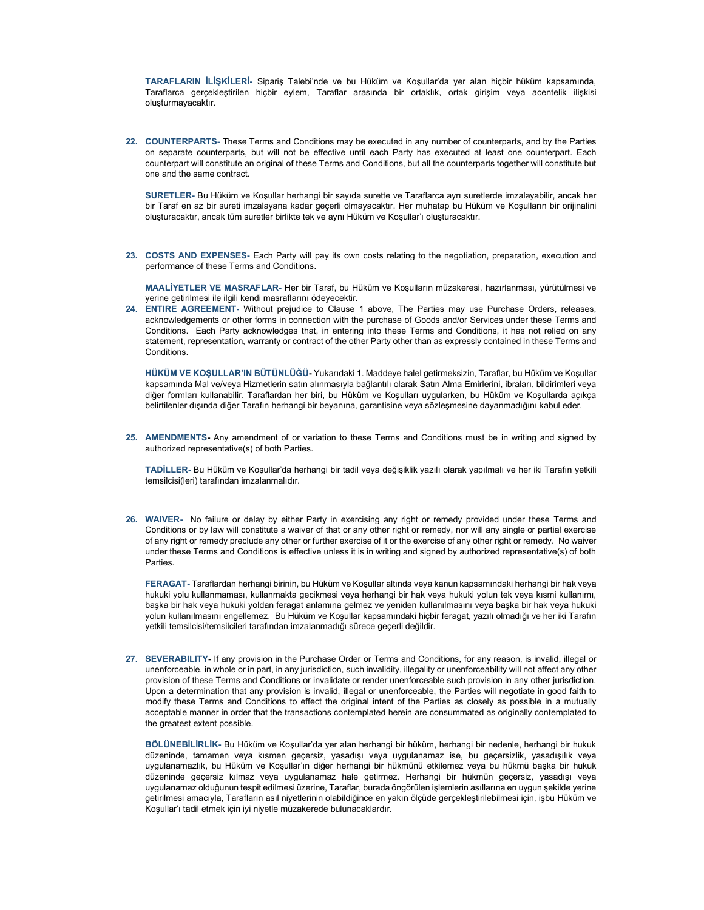**TARAFLARIN İLİŞKİLERİ-** Sipariş Talebi'nde ve bu Hüküm ve Koşullar'da yer alan hiçbir hüküm kapsamında, Taraflarca gerçekleştirilen hiçbir eylem, Taraflar arasında bir ortaklık, ortak girişim veya acentelik ilişkisi oluşturmayacaktır.

22. **COUNTERPARTS**- These Terms and Conditions may be executed in any number of counterparts, and by the Parties on separate counterparts, but will not be effective until each Party has executed at least one counterpart. Each counterpart will constitute an original of these Terms and Conditions, but all the counterparts together will constitute but one and the same contract.

    **SURETLER-** Bu Hüküm ve Koşullar herhangi bir sayıda surette ve Taraflarca ayrı suretlerde imzalayabilir, ancak her bir Taraf en az bir sureti imzalayana kadar geçerli olmayacaktır. Her muhatap bu Hüküm ve Koşulların bir orijinalini oluşturacaktır, ancak tüm suretler birlikte tek ve aynı Hüküm ve Koşullar'ı oluşturacaktır.

23. **COSTS AND EXPENSES-** Each Party will pay its own costs relating to the negotiation, preparation, execution and performance of these Terms and Conditions.

    **MAALİYETLER VE MASRAFLAR-** Her bir Taraf, bu Hüküm ve Koşulların müzakeresi, hazırlanması, yürütülmesi ve yerine getirilmesi ile ilgili kendi masraflarını ödeyecektir.

24. **ENTIRE AGREEMENT-** Without prejudice to Clause 1 above, The Parties may use Purchase Orders, releases, acknowledgements or other forms in connection with the purchase of Goods and/or Services under these Terms and Conditions. Each Party acknowledges that, in entering into these Terms and Conditions, it has not relied on any statement, representation, warranty or contract of the other Party other than as expressly contained in these Terms and Conditions.

    **HÜKÜM VE KOŞULLAR'IN BÜTÜNLÜĞÜ-** Yukarıdaki 1. Maddeye halel getirmeksizin, Taraflar, bu Hüküm ve Koşullar kapsamında Mal ve/veya Hizmetlerin satın alınmasıyla bağlantılı olarak Satın Alma Emirlerini, ibraları, bildirimleri veya diğer formları kullanabilir. Taraflardan her biri, bu Hüküm ve Koşulları uygularken, bu Hüküm ve Koşullarda açıkça belirtilenler dışında diğer Tarafın herhangi bir beyanına, garantisine veya sözleşmesine dayanmadığını kabul eder.

25. **AMENDMENTS-** Any amendment of or variation to these Terms and Conditions must be in writing and signed by authorized representative(s) of both Parties.

    **TADİLLER-** Bu Hüküm ve Koşullar'da herhangi bir tadil veya değişiklik yazılı olarak yapılmalı ve her iki Tarafın yetkili temsilcisi(leri) tarafından imzalanmalıdır.

26. **WAIVER-** No failure or delay by either Party in exercising any right or remedy provided under these Terms and Conditions or by law will constitute a waiver of that or any other right or remedy, nor will any single or partial exercise of any right or remedy preclude any other or further exercise of it or the exercise of any other right or remedy. No waiver under these Terms and Conditions is effective unless it is in writing and signed by authorized representative(s) of both Parties.

    **FERAGAT-** Taraflardan herhangi birinin, bu Hüküm ve Koşullar altında veya kanun kapsamındaki herhangi bir hak veya hukuki yolu kullanmaması, kullanmakta gecikmesi veya herhangi bir hak veya hukuki yolun tek veya kısmi kullanımı, başka bir hak veya hukuki yoldan feragat anlamına gelmez ve yeniden kullanılmasını veya başka bir hak veya hukuki yolun kullanılmasını engellemez. Bu Hüküm ve Koşullar kapsamındaki hiçbir feragat, yazılı olmadığı ve her iki Tarafın yetkili temsilcisi/temsilcileri tarafından imzalanmadığı sürece geçerli değildir.

27. **SEVERABILITY-** If any provision in the Purchase Order or Terms and Conditions, for any reason, is invalid, illegal or unenforceable, in whole or in part, in any jurisdiction, such invalidity, illegality or unenforceability will not affect any other provision of these Terms and Conditions or invalidate or render unenforceable such provision in any other jurisdiction. Upon a determination that any provision is invalid, illegal or unenforceable, the Parties will negotiate in good faith to modify these Terms and Conditions to effect the original intent of the Parties as closely as possible in a mutually acceptable manner in order that the transactions contemplated herein are consummated as originally contemplated to the greatest extent possible.

    **BÖLÜNEBİLİRLİK-** Bu Hüküm ve Koşullar'da yer alan herhangi bir hüküm, herhangi bir nedenle, herhangi bir hukuk düzeninde, tamamen veya kısmen geçersiz, yasadışı veya uygulanamaz ise, bu geçersizlik, yasadışılık veya uygulanamazlık, bu Hüküm ve Koşullar'ın diğer herhangi bir hükmünü etkilemez veya bu hükmü başka bir hukuk düzeninde geçersiz kılmaz veya uygulanamaz hale getirmez. Herhangi bir hükmün geçersiz, yasadışı veya uygulanamaz olduğunun tespit edilmesi üzerine, Taraflar, burada öngörülen işlemlerin asıllarına en uygun şekilde yerine getirilmesi amacıyla, Tarafların asıl niyetlerinin olabildiğince en yakın ölçüde gerçekleştirilebilmesi için, işbu Hüküm ve Koşullar'ı tadil etmek için iyi niyetle müzakerede bulunacaklardır.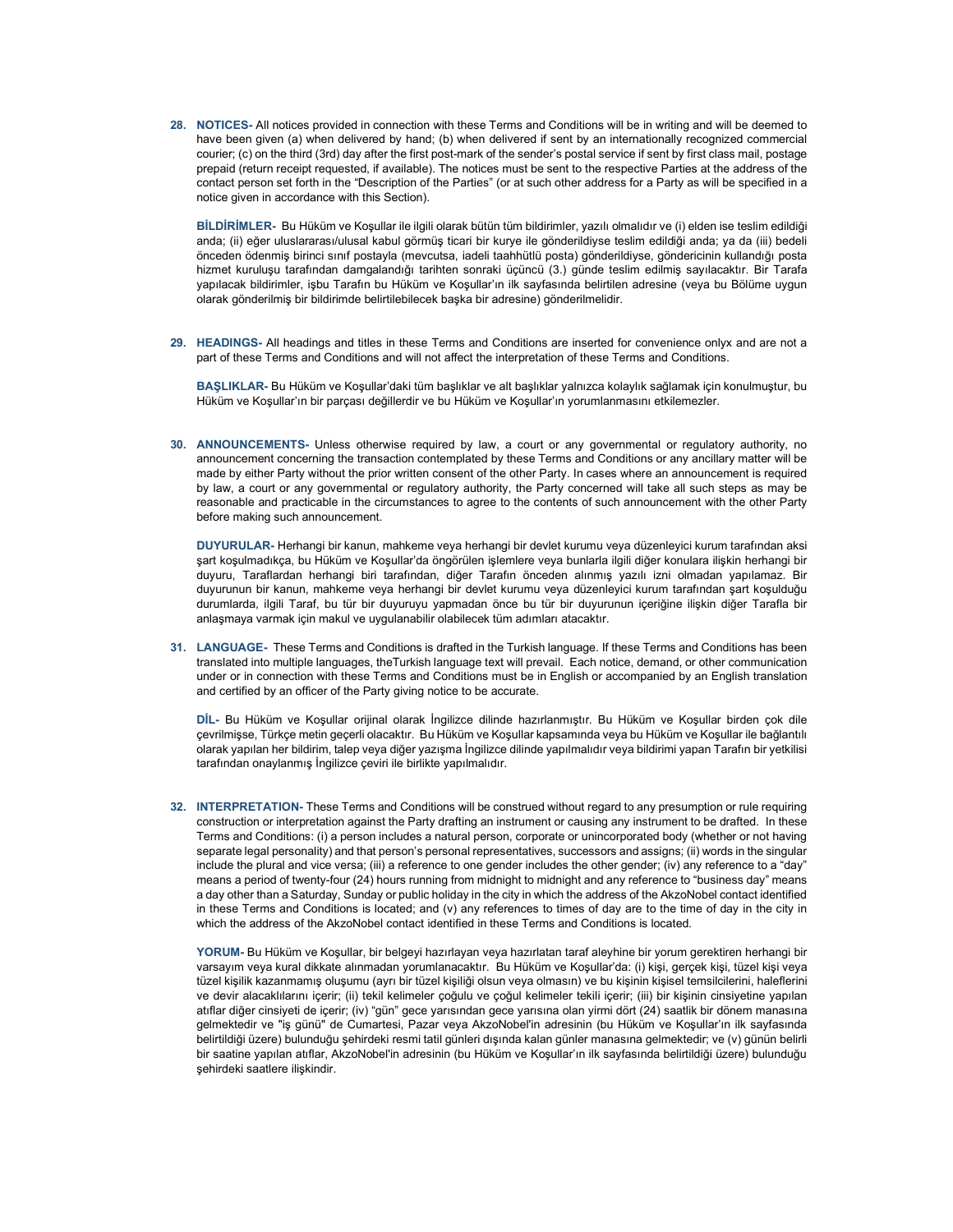**28. NOTICES-** All notices provided in connection with these Terms and Conditions will be in writing and will be deemed to have been given (a) when delivered by hand; (b) when delivered if sent by an internationally recognized commercial courier; (c) on the third (3rd) day after the first post-mark of the sender's postal service if sent by first class mail, postage prepaid (return receipt requested, if available). The notices must be sent to the respective Parties at the address of the contact person set forth in the "Description of the Parties" (or at such other address for a Party as will be specified in a notice given in accordance with this Section).

**BİLDİRİMLER-** Bu Hüküm ve Koşullar ile ilgili olarak bütün tüm bildirimler, yazılı olmalıdır ve (i) elden ise teslim edildiği anda; (ii) eğer uluslararası/ulusal kabul görmüş ticari bir kurye ile gönderildiyse teslim edildiği anda; ya da (iii) bedeli önceden ödenmiş birinci sınıf postayla (mevcutsa, iadeli taahhütlü posta) gönderildiyse, göndericinin kullandığı posta hizmet kuruluşu tarafından damgalandığı tarihten sonraki üçüncü (3.) günde teslim edilmiş sayılacaktır. Bir Tarafa yapılacak bildirimler, işbu Tarafın bu Hüküm ve Koşullar'ın ilk sayfasında belirtilen adresine (veya bu Bölüme uygun olarak gönderilmiş bir bildirimde belirtilebilecek başka bir adresine) gönderilmelidir.

**29. HEADINGS-** All headings and titles in these Terms and Conditions are inserted for convenience onlyx and are not a part of these Terms and Conditions and will not affect the interpretation of these Terms and Conditions.

**BAŞLIKLAR-** Bu Hüküm ve Koşullar'daki tüm başlıklar ve alt başlıklar yalnızca kolaylık sağlamak için konulmuştur, bu Hüküm ve Koşullar'ın bir parçası değillerdir ve bu Hüküm ve Koşullar'ın yorumlanmasını etkilemezler.

**30. ANNOUNCEMENTS-** Unless otherwise required by law, a court or any governmental or regulatory authority, no announcement concerning the transaction contemplated by these Terms and Conditions or any ancillary matter will be made by either Party without the prior written consent of the other Party. In cases where an announcement is required by law, a court or any governmental or regulatory authority, the Party concerned will take all such steps as may be reasonable and practicable in the circumstances to agree to the contents of such announcement with the other Party before making such announcement.

**DUYURULAR-** Herhangi bir kanun, mahkeme veya herhangi bir devlet kurumu veya düzenleyici kurum tarafından aksi şart koşulmadıkça, bu Hüküm ve Koşullar'da öngörülen işlemlere veya bunlarla ilgili diğer konulara ilişkin herhangi bir duyuru, Taraflardan herhangi biri tarafından, diğer Tarafın önceden alınmış yazılı izni olmadan yapılamaz. Bir duyurunun bir kanun, mahkeme veya herhangi bir devlet kurumu veya düzenleyici kurum tarafından şart koşulduğu durumlarda, ilgili Taraf, bu tür bir duyuruyu yapmadan önce bu tür bir duyurunun içeriğine ilişkin diğer Tarafla bir anlaşmaya varmak için makul ve uygulanabilir olabilecek tüm adımları atacaktır.

**31. LANGUAGE-** These Terms and Conditions is drafted in the Turkish language. If these Terms and Conditions has been translated into multiple languages, theTurkish language text will prevail. Each notice, demand, or other communication under or in connection with these Terms and Conditions must be in English or accompanied by an English translation and certified by an officer of the Party giving notice to be accurate.

**DİL-** Bu Hüküm ve Koşullar orijinal olarak İngilizce dilinde hazırlanmıştır. Bu Hüküm ve Koşullar birden çok dile çevrilmişse, Türkçe metin geçerli olacaktır. Bu Hüküm ve Koşullar kapsamında veya bu Hüküm ve Koşullar ile bağlantılı olarak yapılan her bildirim, talep veya diğer yazışma İngilizce dilinde yapılmalıdır veya bildirimi yapan Tarafın bir yetkilisi tarafından onaylanmış İngilizce çeviri ile birlikte yapılmalıdır.

**32. INTERPRETATION-** These Terms and Conditions will be construed without regard to any presumption or rule requiring construction or interpretation against the Party drafting an instrument or causing any instrument to be drafted. In these Terms and Conditions: (i) a person includes a natural person, corporate or unincorporated body (whether or not having separate legal personality) and that person's personal representatives, successors and assigns; (ii) words in the singular include the plural and vice versa; (iii) a reference to one gender includes the other gender; (iv) any reference to a "day" means a period of twenty-four (24) hours running from midnight to midnight and any reference to "business day" means a day other than a Saturday, Sunday or public holiday in the city in which the address of the AkzoNobel contact identified in these Terms and Conditions is located; and (v) any references to times of day are to the time of day in the city in which the address of the AkzoNobel contact identified in these Terms and Conditions is located.

**YORUM-** Bu Hüküm ve Koşullar, bir belgeyi hazırlayan veya hazırlatan taraf aleyhine bir yorum gerektiren herhangi bir varsayım veya kural dikkate alınmadan yorumlanacaktır. Bu Hüküm ve Koşullar'da: (i) kişi, gerçek kişi, tüzel kişi veya tüzel kişilik kazanmamış oluşumu (ayrı bir tüzel kişiliği olsun veya olmasın) ve bu kişinin kişisel temsilcilerini, haleflerini ve devir alacaklılarını içerir; (ii) tekil kelimeler çoğulu ve çoğul kelimeler tekili içerir; (iii) bir kişinin cinsiyetine yapılan atıflar diğer cinsiyeti de içerir; (iv) "gün" gece yarısından gece yarısına olan yirmi dört (24) saatlik bir dönem manasına gelmektedir ve "iş günü" de Cumartesi, Pazar veya AkzoNobel'in adresinin (bu Hüküm ve Koşullar'ın ilk sayfasında belirtildiği üzere) bulunduğu şehirdeki resmi tatil günleri dışında kalan günler manasına gelmektedir; ve (v) günün belirli bir saatine yapılan atıflar, AkzoNobel'in adresinin (bu Hüküm ve Koşullar'ın ilk sayfasında belirtildiği üzere) bulunduğu şehirdeki saatlere ilişkindir.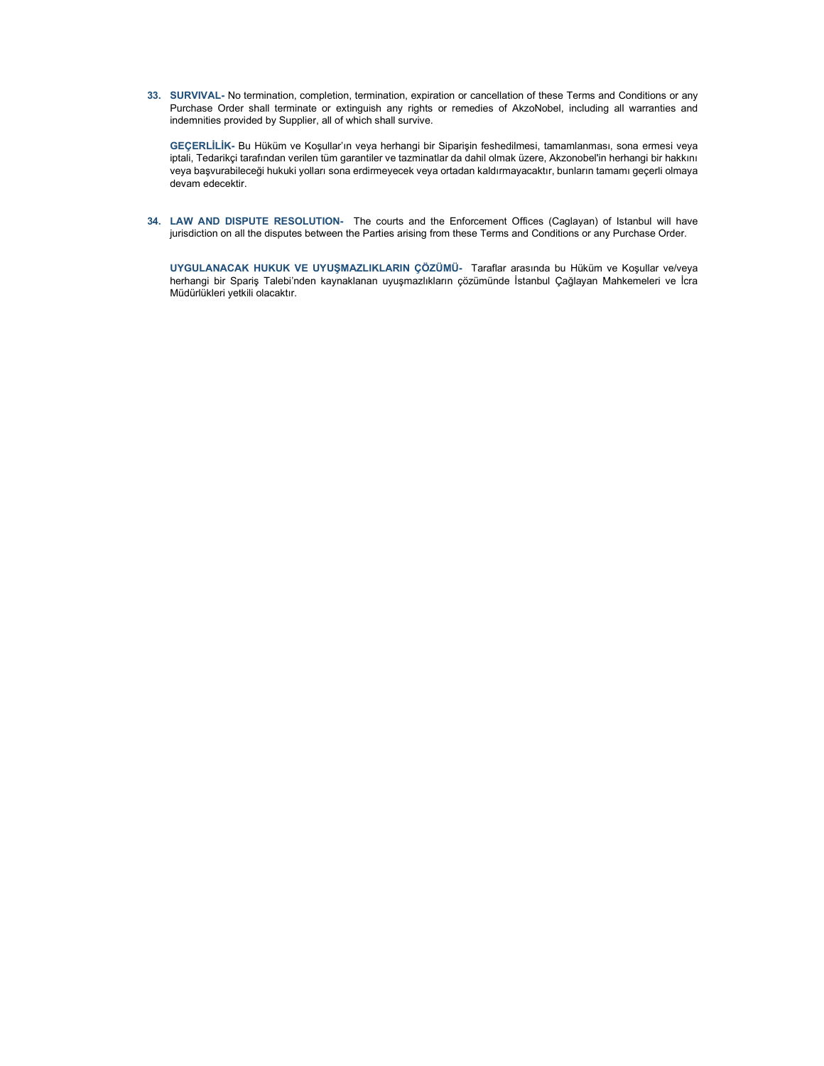**33. SURVIVAL-** No termination, completion, termination, expiration or cancellation of these Terms and Conditions or any Purchase Order shall terminate or extinguish any rights or remedies of AkzoNobel, including all warranties and indemnities provided by Supplier, all of which shall survive.

**GEÇERLİLİK-** Bu Hüküm ve Koşullar'ın veya herhangi bir Siparişin feshedilmesi, tamamlanması, sona ermesi veya iptali, Tedarikçi tarafından verilen tüm garantiler ve tazminatlar da dahil olmak üzere, Akzonobel'in herhangi bir hakkını veya başvurabileceği hukuki yolları sona erdirmeyecek veya ortadan kaldırmayacaktır, bunların tamamı geçerli olmaya devam edecektir.

**34. LAW AND DISPUTE RESOLUTION-** The courts and the Enforcement Offices (Caglayan) of Istanbul will have jurisdiction on all the disputes between the Parties arising from these Terms and Conditions or any Purchase Order.

**UYGULANACAK HUKUK VE UYUŞMAZLIKLARIN ÇÖZÜMÜ-** Taraflar arasında bu Hüküm ve Koşullar ve/veya herhangi bir Spariş Talebi'nden kaynaklanan uyuşmazlıkların çözümünde İstanbul Çağlayan Mahkemeleri ve İcra Müdürlükleri yetkili olacaktır.